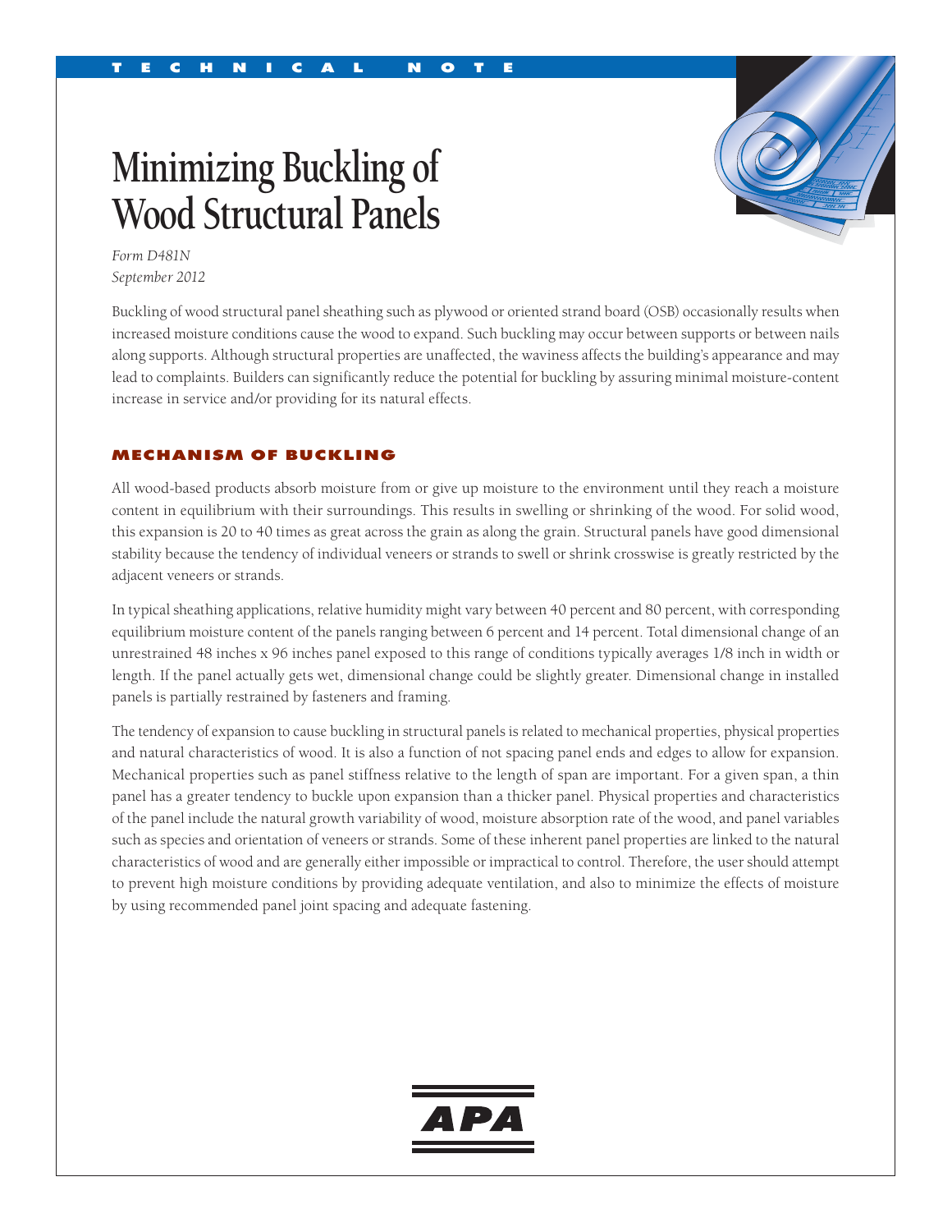TECHNICAL NOTE

# Minimizing Buckling of Wood Structural Panels

*Form D481N*
*September 2012*

Buckling of wood structural panel sheathing such as plywood or oriented strand board (OSB) occasionally results when increased moisture conditions cause the wood to expand. Such buckling may occur between supports or between nails along supports. Although structural properties are unaffected, the waviness affects the building's appearance and may lead to complaints. Builders can significantly reduce the potential for buckling by assuring minimal moisture-content increase in service and/or providing for its natural effects.

## MECHANISM OF BUCKLING

All wood-based products absorb moisture from or give up moisture to the environment until they reach a moisture content in equilibrium with their surroundings. This results in swelling or shrinking of the wood. For solid wood, this expansion is 20 to 40 times as great across the grain as along the grain. Structural panels have good dimensional stability because the tendency of individual veneers or strands to swell or shrink crosswise is greatly restricted by the adjacent veneers or strands.

In typical sheathing applications, relative humidity might vary between 40 percent and 80 percent, with corresponding equilibrium moisture content of the panels ranging between 6 percent and 14 percent. Total dimensional change of an unrestrained 48 inches x 96 inches panel exposed to this range of conditions typically averages 1/8 inch in width or length. If the panel actually gets wet, dimensional change could be slightly greater. Dimensional change in installed panels is partially restrained by fasteners and framing.

The tendency of expansion to cause buckling in structural panels is related to mechanical properties, physical properties and natural characteristics of wood. It is also a function of not spacing panel ends and edges to allow for expansion. Mechanical properties such as panel stiffness relative to the length of span are important. For a given span, a thin panel has a greater tendency to buckle upon expansion than a thicker panel. Physical properties and characteristics of the panel include the natural growth variability of wood, moisture absorption rate of the wood, and panel variables such as species and orientation of veneers or strands. Some of these inherent panel properties are linked to the natural characteristics of wood and are generally either impossible or impractical to control. Therefore, the user should attempt to prevent high moisture conditions by providing adequate ventilation, and also to minimize the effects of moisture by using recommended panel joint spacing and adequate fastening.

APA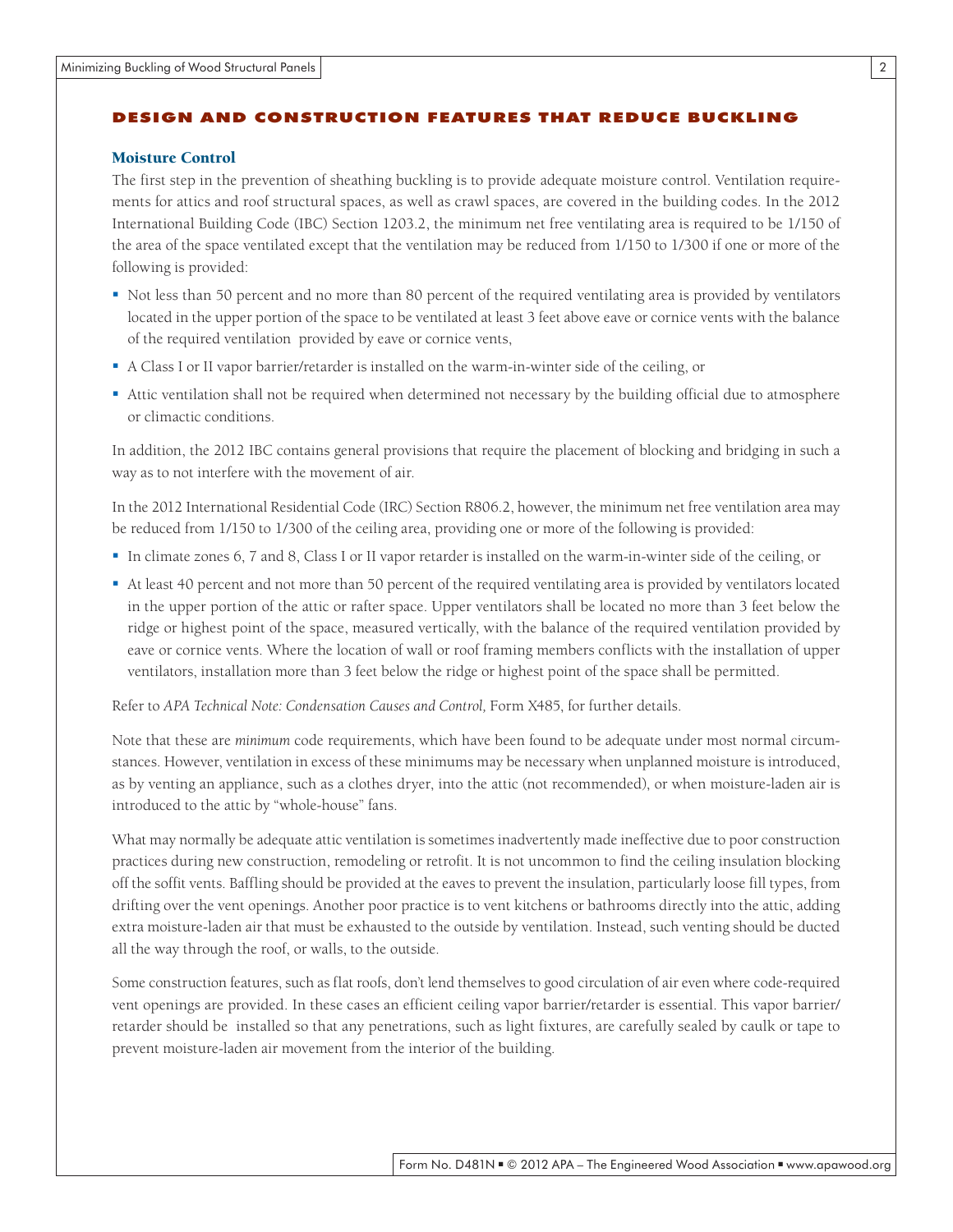## DESIGN AND CONSTRUCTION FEATURES THAT REDUCE BUCKLING

### Moisture Control

The first step in the prevention of sheathing buckling is to provide adequate moisture control. Ventilation requirements for attics and roof structural spaces, as well as crawl spaces, are covered in the building codes. In the 2012 International Building Code (IBC) Section 1203.2, the minimum net free ventilating area is required to be 1/150 of the area of the space ventilated except that the ventilation may be reduced from 1/150 to 1/300 if one or more of the following is provided:

- Not less than 50 percent and no more than 80 percent of the required ventilating area is provided by ventilators located in the upper portion of the space to be ventilated at least 3 feet above eave or cornice vents with the balance of the required ventilation provided by eave or cornice vents,
- A Class I or II vapor barrier/retarder is installed on the warm-in-winter side of the ceiling, or
- Attic ventilation shall not be required when determined not necessary by the building official due to atmosphere or climactic conditions.

In addition, the 2012 IBC contains general provisions that require the placement of blocking and bridging in such a way as to not interfere with the movement of air.

In the 2012 International Residential Code (IRC) Section R806.2, however, the minimum net free ventilation area may be reduced from 1/150 to 1/300 of the ceiling area, providing one or more of the following is provided:

- In climate zones 6, 7 and 8, Class I or II vapor retarder is installed on the warm-in-winter side of the ceiling, or
- At least 40 percent and not more than 50 percent of the required ventilating area is provided by ventilators located in the upper portion of the attic or rafter space. Upper ventilators shall be located no more than 3 feet below the ridge or highest point of the space, measured vertically, with the balance of the required ventilation provided by eave or cornice vents. Where the location of wall or roof framing members conflicts with the installation of upper ventilators, installation more than 3 feet below the ridge or highest point of the space shall be permitted.

Refer to *APA Technical Note: Condensation Causes and Control,* Form X485, for further details.

Note that these are *minimum* code requirements, which have been found to be adequate under most normal circumstances. However, ventilation in excess of these minimums may be necessary when unplanned moisture is introduced, as by venting an appliance, such as a clothes dryer, into the attic (not recommended), or when moisture-laden air is introduced to the attic by "whole-house" fans.

What may normally be adequate attic ventilation is sometimes inadvertently made ineffective due to poor construction practices during new construction, remodeling or retrofit. It is not uncommon to find the ceiling insulation blocking off the soffit vents. Baffling should be provided at the eaves to prevent the insulation, particularly loose fill types, from drifting over the vent openings. Another poor practice is to vent kitchens or bathrooms directly into the attic, adding extra moisture-laden air that must be exhausted to the outside by ventilation. Instead, such venting should be ducted all the way through the roof, or walls, to the outside.

Some construction features, such as flat roofs, don't lend themselves to good circulation of air even where code-required vent openings are provided. In these cases an efficient ceiling vapor barrier/retarder is essential. This vapor barrier/retarder should be installed so that any penetrations, such as light fixtures, are carefully sealed by caulk or tape to prevent moisture-laden air movement from the interior of the building.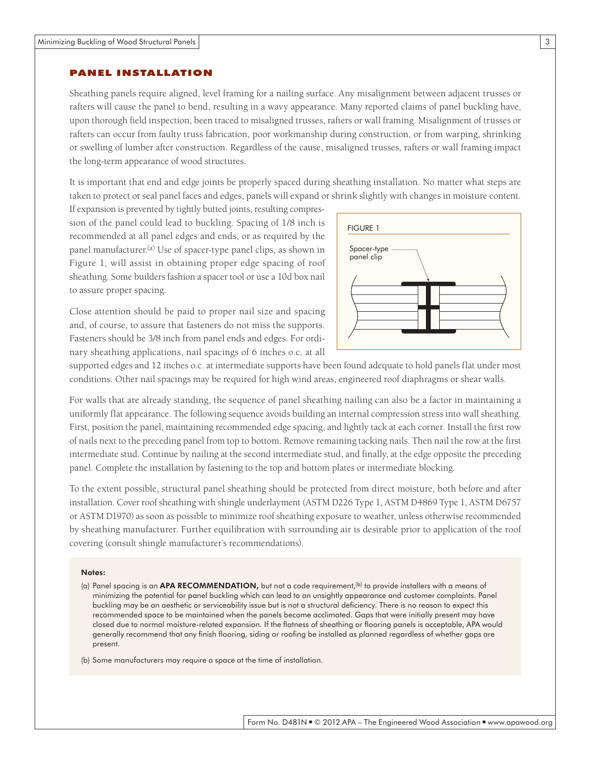## PANEL INSTALLATION

Sheathing panels require aligned, level framing for a nailing surface. Any misalignment between adjacent trusses or rafters will cause the panel to bend, resulting in a wavy appearance. Many reported claims of panel buckling have, upon thorough field inspection, been traced to misaligned trusses, rafters or wall framing. Misalignment of trusses or rafters can occur from faulty truss fabrication, poor workmanship during construction, or from warping, shrinking or swelling of lumber after construction. Regardless of the cause, misaligned trusses, rafters or wall framing impact the long-term appearance of wood structures.

It is important that end and edge joints be properly spaced during sheathing installation. No matter what steps are taken to protect or seal panel faces and edges, panels will expand or shrink slightly with changes in moisture content. If expansion is prevented by tightly butted joints, resulting compression of the panel could lead to buckling. Spacing of 1/8 inch is recommended at all panel edges and ends, or as required by the panel manufacturer.[a] Use of spacer-type panel clips, as shown in Figure 1, will assist in obtaining proper edge spacing of roof sheathing. Some builders fashion a spacer tool or use a 10d box nail to assure proper spacing.

FIGURE 1

Spacer-type panel clip

Close attention should be paid to proper nail size and spacing and, of course, to assure that fasteners do not miss the supports. Fasteners should be 3/8 inch from panel ends and edges. For ordinary sheathing applications, nail spacings of 6 inches o.c. at all supported edges and 12 inches o.c. at intermediate supports have been found adequate to hold panels flat under most conditions. Other nail spacings may be required for high wind areas, engineered roof diaphragms or shear walls.

For walls that are already standing, the sequence of panel sheathing nailing can also be a factor in maintaining a uniformly flat appearance. The following sequence avoids building an internal compression stress into wall sheathing. First, position the panel, maintaining recommended edge spacing, and lightly tack at each corner. Install the first row of nails next to the preceding panel from top to bottom. Remove remaining tacking nails. Then nail the row at the first intermediate stud. Continue by nailing at the second intermediate stud, and finally, at the edge opposite the preceding panel. Complete the installation by fastening to the top and bottom plates or intermediate blocking.

To the extent possible, structural panel sheathing should be protected from direct moisture, both before and after installation. Cover roof sheathing with shingle underlayment (ASTM D226 Type 1, ASTM D4869 Type 1, ASTM D6757 or ASTM D1970) as soon as possible to minimize roof sheathing exposure to weather, unless otherwise recommended by sheathing manufacturer. Further equilibration with surrounding air is desirable prior to application of the roof covering (consult shingle manufacturer's recommendations).

**Notes:**

(a) Panel spacing is an **APA RECOMMENDATION,** but not a code requirement,[b] to provide installers with a means of minimizing the potential for panel buckling which can lead to an unsightly appearance and customer complaints. Panel buckling may be an aesthetic or serviceability issue but is not a structural deficiency. There is no reason to expect this recommended space to be maintained when the panels become acclimated. Gaps that were initially present may have closed due to normal moisture-related expansion. If the flatness of sheathing or flooring panels is acceptable, APA would generally recommend that any finish flooring, siding or roofing be installed as planned regardless of whether gaps are present.

(b) Some manufacturers may require a space at the time of installation.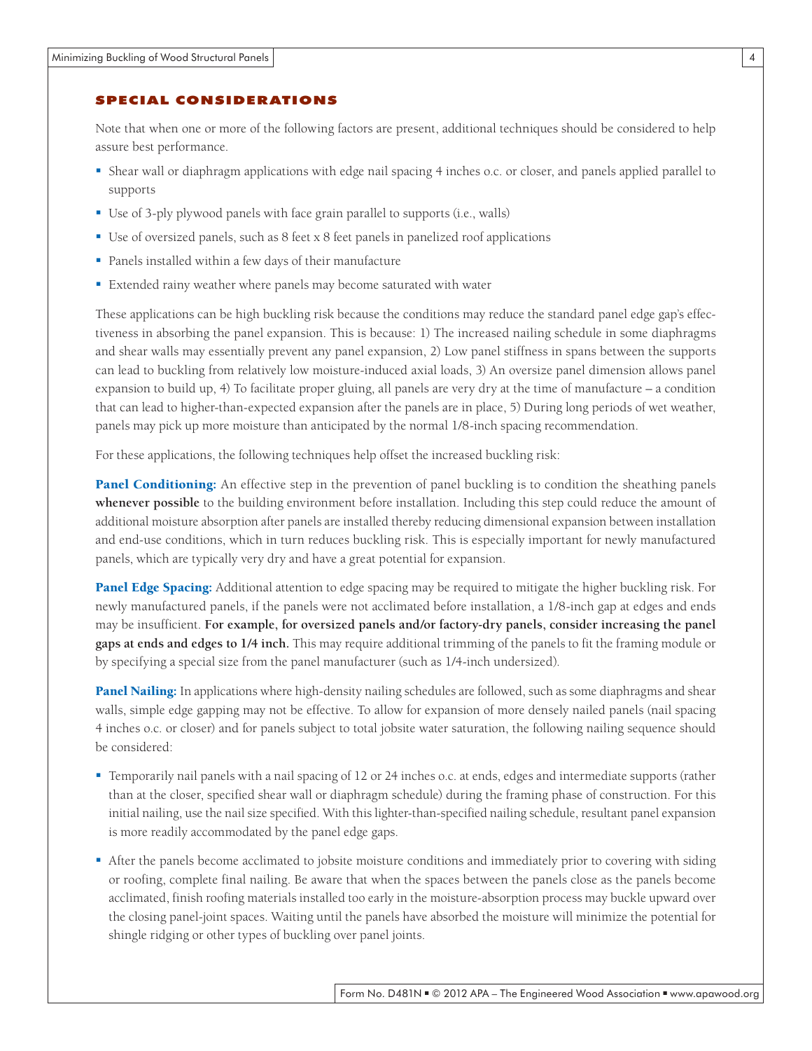## SPECIAL CONSIDERATIONS

Note that when one or more of the following factors are present, additional techniques should be considered to help assure best performance.

- Shear wall or diaphragm applications with edge nail spacing 4 inches o.c. or closer, and panels applied parallel to supports
- Use of 3-ply plywood panels with face grain parallel to supports (i.e., walls)
- Use of oversized panels, such as 8 feet x 8 feet panels in panelized roof applications
- Panels installed within a few days of their manufacture
- Extended rainy weather where panels may become saturated with water

These applications can be high buckling risk because the conditions may reduce the standard panel edge gap's effectiveness in absorbing the panel expansion. This is because: 1) The increased nailing schedule in some diaphragms and shear walls may essentially prevent any panel expansion, 2) Low panel stiffness in spans between the supports can lead to buckling from relatively low moisture-induced axial loads, 3) An oversize panel dimension allows panel expansion to build up, 4) To facilitate proper gluing, all panels are very dry at the time of manufacture – a condition that can lead to higher-than-expected expansion after the panels are in place, 5) During long periods of wet weather, panels may pick up more moisture than anticipated by the normal 1/8-inch spacing recommendation.

For these applications, the following techniques help offset the increased buckling risk:

**Panel Conditioning:** An effective step in the prevention of panel buckling is to condition the sheathing panels **whenever possible** to the building environment before installation. Including this step could reduce the amount of additional moisture absorption after panels are installed thereby reducing dimensional expansion between installation and end-use conditions, which in turn reduces buckling risk. This is especially important for newly manufactured panels, which are typically very dry and have a great potential for expansion.

**Panel Edge Spacing:** Additional attention to edge spacing may be required to mitigate the higher buckling risk. For newly manufactured panels, if the panels were not acclimated before installation, a 1/8-inch gap at edges and ends may be insufficient. **For example, for oversized panels and/or factory-dry panels, consider increasing the panel gaps at ends and edges to 1/4 inch.** This may require additional trimming of the panels to fit the framing module or by specifying a special size from the panel manufacturer (such as 1/4-inch undersized).

**Panel Nailing:** In applications where high-density nailing schedules are followed, such as some diaphragms and shear walls, simple edge gapping may not be effective. To allow for expansion of more densely nailed panels (nail spacing 4 inches o.c. or closer) and for panels subject to total jobsite water saturation, the following nailing sequence should be considered:

- Temporarily nail panels with a nail spacing of 12 or 24 inches o.c. at ends, edges and intermediate supports (rather than at the closer, specified shear wall or diaphragm schedule) during the framing phase of construction. For this initial nailing, use the nail size specified. With this lighter-than-specified nailing schedule, resultant panel expansion is more readily accommodated by the panel edge gaps.
- After the panels become acclimated to jobsite moisture conditions and immediately prior to covering with siding or roofing, complete final nailing. Be aware that when the spaces between the panels close as the panels become acclimated, finish roofing materials installed too early in the moisture-absorption process may buckle upward over the closing panel-joint spaces. Waiting until the panels have absorbed the moisture will minimize the potential for shingle ridging or other types of buckling over panel joints.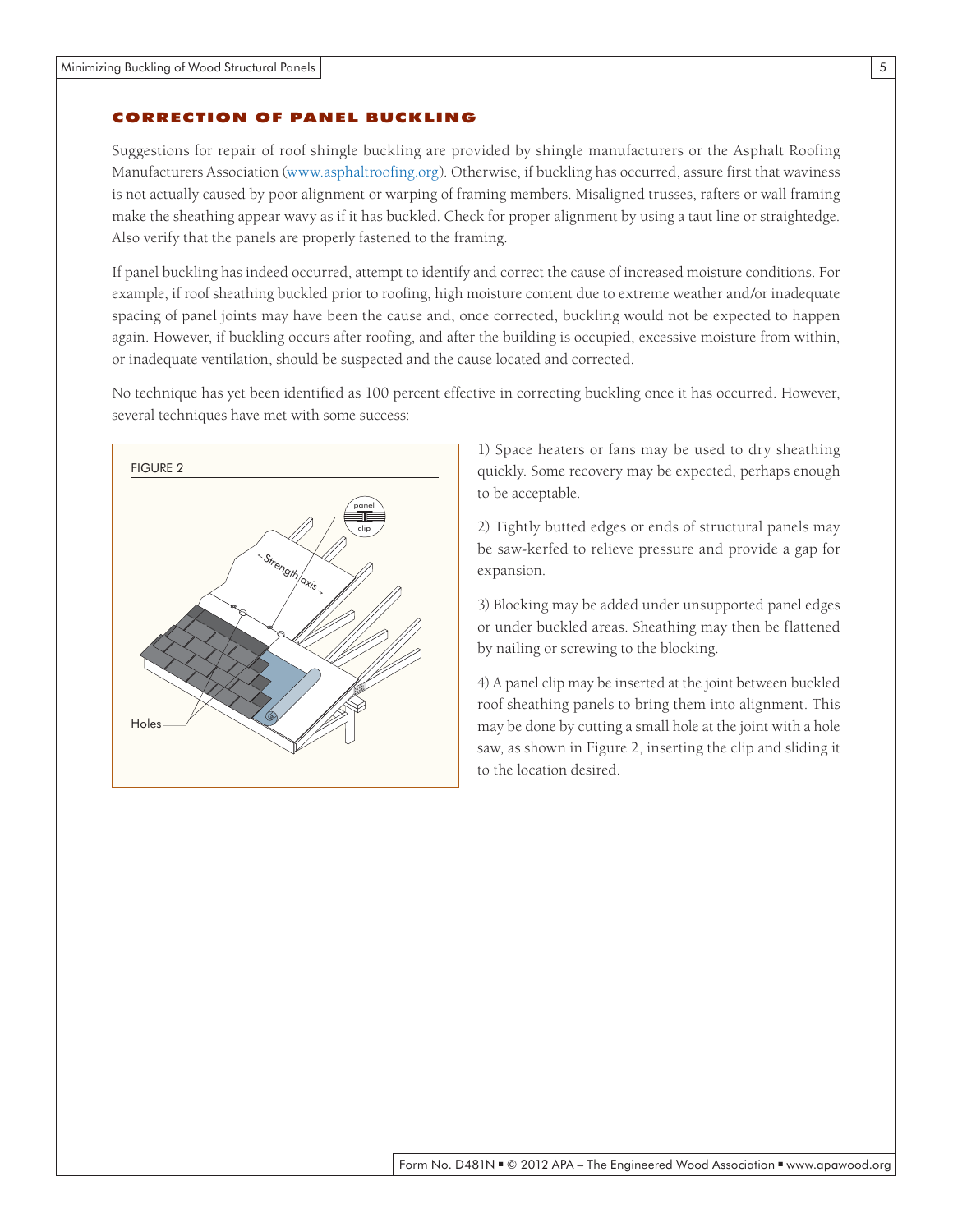## CORRECTION OF PANEL BUCKLING

Suggestions for repair of roof shingle buckling are provided by shingle manufacturers or the Asphalt Roofing Manufacturers Association (www.asphaltroofing.org). Otherwise, if buckling has occurred, assure first that waviness is not actually caused by poor alignment or warping of framing members. Misaligned trusses, rafters or wall framing make the sheathing appear wavy as if it has buckled. Check for proper alignment by using a taut line or straightedge. Also verify that the panels are properly fastened to the framing.

If panel buckling has indeed occurred, attempt to identify and correct the cause of increased moisture conditions. For example, if roof sheathing buckled prior to roofing, high moisture content due to extreme weather and/or inadequate spacing of panel joints may have been the cause and, once corrected, buckling would not be expected to happen again. However, if buckling occurs after roofing, and after the building is occupied, excessive moisture from within, or inadequate ventilation, should be suspected and the cause located and corrected.

No technique has yet been identified as 100 percent effective in correcting buckling once it has occurred. However, several techniques have met with some success:

FIGURE 2

1) Space heaters or fans may be used to dry sheathing quickly. Some recovery may be expected, perhaps enough to be acceptable.

2) Tightly butted edges or ends of structural panels may be saw-kerfed to relieve pressure and provide a gap for expansion.

3) Blocking may be added under unsupported panel edges or under buckled areas. Sheathing may then be flattened by nailing or screwing to the blocking.

4) A panel clip may be inserted at the joint between buckled roof sheathing panels to bring them into alignment. This may be done by cutting a small hole at the joint with a hole saw, as shown in Figure 2, inserting the clip and sliding it to the location desired.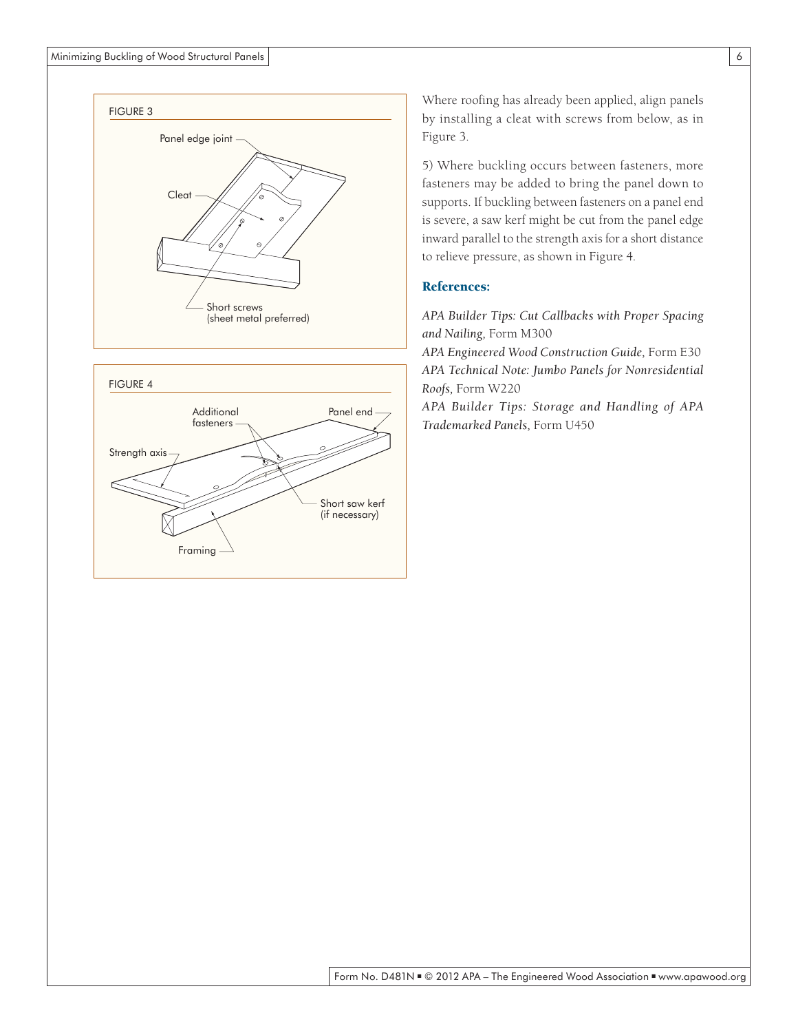FIGURE 3

Panel edge joint

Cleat

Short screws (sheet metal preferred)

FIGURE 4

Additional fasteners

Panel end

Strength axis

Short saw kerf (if necessary)

Framing

Where roofing has already been applied, align panels by installing a cleat with screws from below, as in Figure 3.

5) Where buckling occurs between fasteners, more fasteners may be added to bring the panel down to supports. If buckling between fasteners on a panel end is severe, a saw kerf might be cut from the panel edge inward parallel to the strength axis for a short distance to relieve pressure, as shown in Figure 4.

## References:

*APA Builder Tips: Cut Callbacks with Proper Spacing and Nailing,* Form M300

*APA Engineered Wood Construction Guide,* Form E30

*APA Technical Note: Jumbo Panels for Nonresidential Roofs,* Form W220

*APA Builder Tips: Storage and Handling of APA Trademarked Panels,* Form U450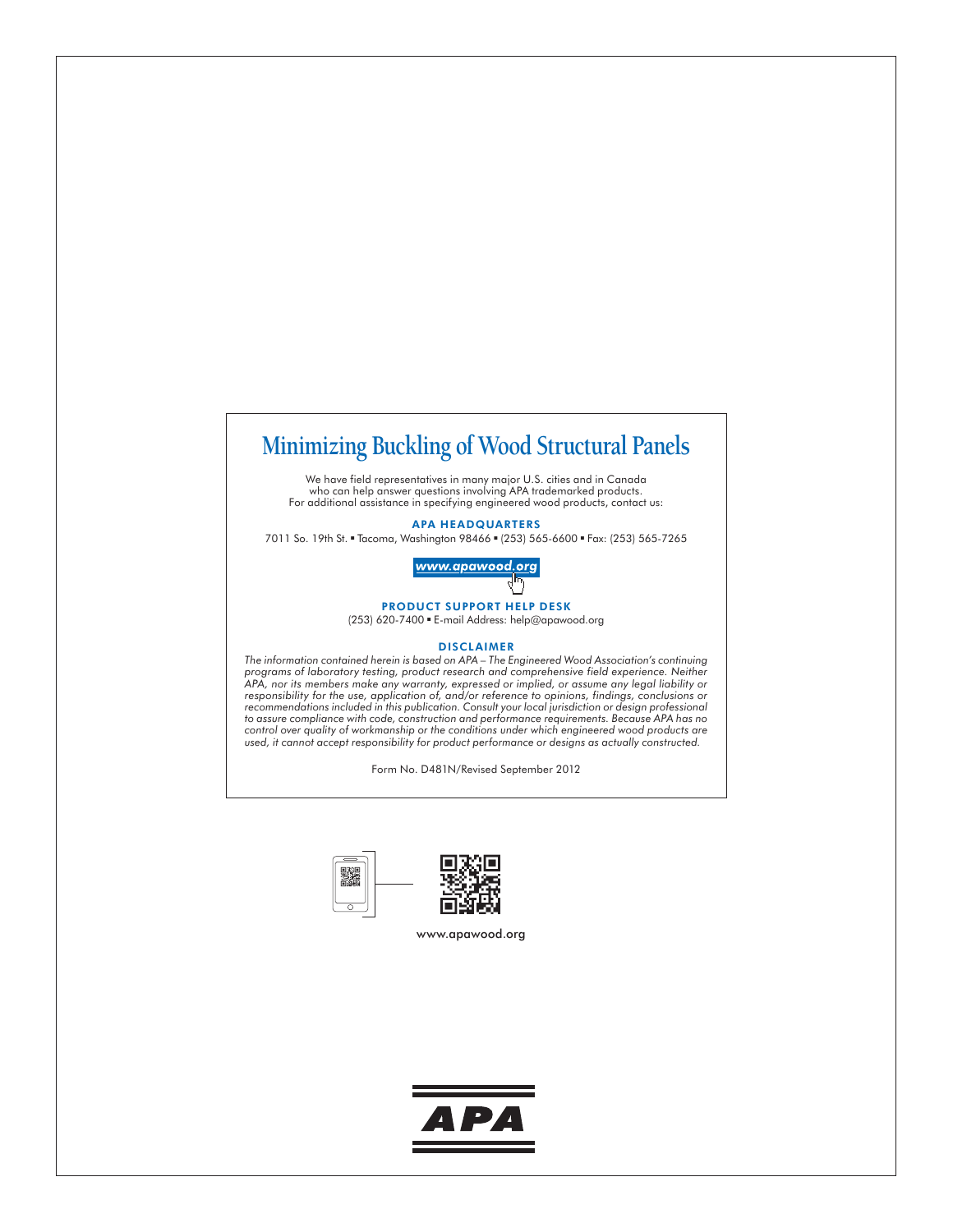# Minimizing Buckling of Wood Structural Panels

We have field representatives in many major U.S. cities and in Canada who can help answer questions involving APA trademarked products. For additional assistance in specifying engineered wood products, contact us:

**APA HEADQUARTERS**

7011 So. 19th St. ▪ Tacoma, Washington 98466 ▪ (253) 565-6600 ▪ Fax: (253) 565-7265

*www.apawood.org*

**PRODUCT SUPPORT HELP DESK**

(253) 620-7400 ▪ E-mail Address: help@apawood.org

**DISCLAIMER**

*The information contained herein is based on APA – The Engineered Wood Association's continuing programs of laboratory testing, product research and comprehensive field experience. Neither APA, nor its members make any warranty, expressed or implied, or assume any legal liability or responsibility for the use, application of, and/or reference to opinions, findings, conclusions or recommendations included in this publication. Consult your local jurisdiction or design professional to assure compliance with code, construction and performance requirements. Because APA has no control over quality of workmanship or the conditions under which engineered wood products are used, it cannot accept responsibility for product performance or designs as actually constructed.*

Form No. D481N/Revised September 2012

www.apawood.org

APA